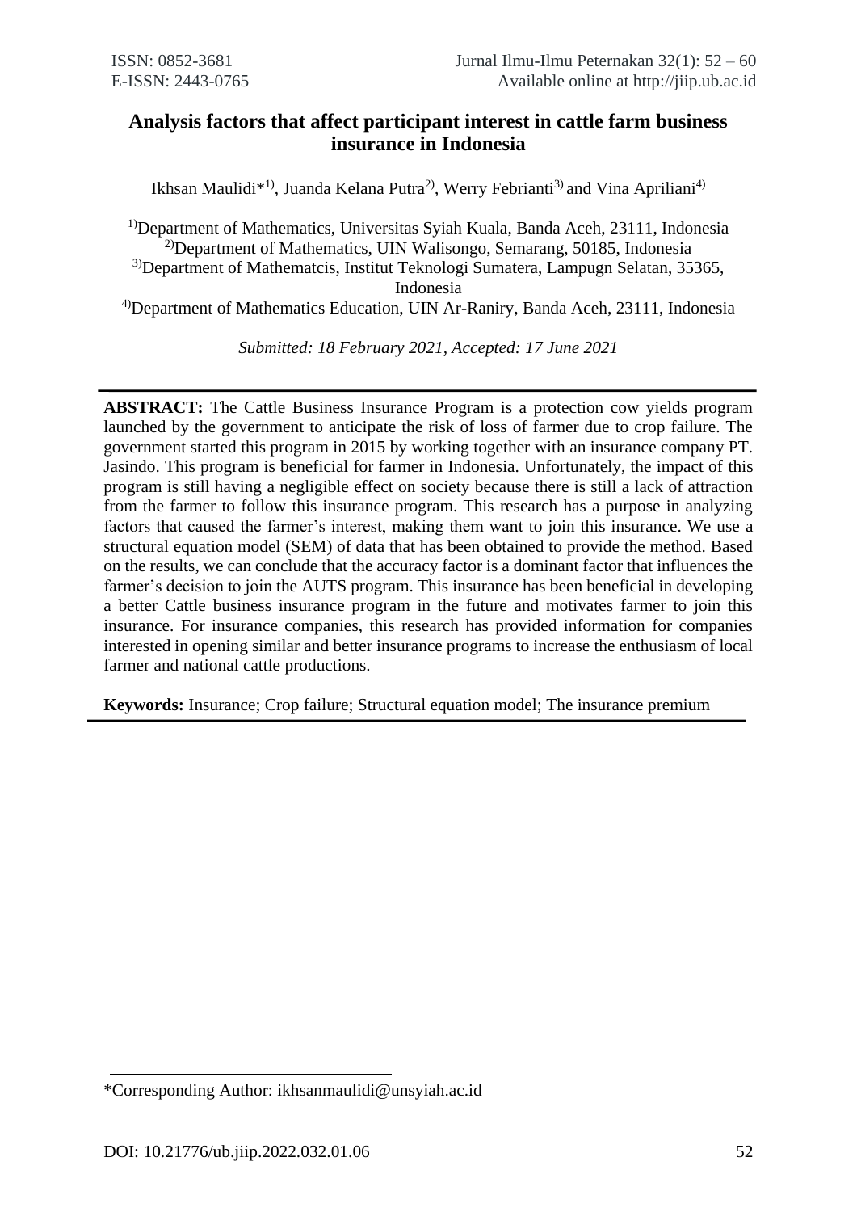ISSN: 0852-3681
E-ISSN: 2443-0765

# Analysis factors that affect participant interest in cattle farm business insurance in Indonesia

Ikhsan Maulidi*[1], Juanda Kelana Putra[2], Werry Febrianti[3] and Vina Apriliani[4]

[1]Department of Mathematics, Universitas Syiah Kuala, Banda Aceh, 23111, Indonesia
[2]Department of Mathematics, UIN Walisongo, Semarang, 50185, Indonesia
[3]Department of Mathematcis, Institut Teknologi Sumatera, Lampugn Selatan, 35365, Indonesia
[4]Department of Mathematics Education, UIN Ar-Raniry, Banda Aceh, 23111, Indonesia

*Submitted: 18 February 2021, Accepted: 17 June 2021*

**ABSTRACT:** The Cattle Business Insurance Program is a protection cow yields program launched by the government to anticipate the risk of loss of farmer due to crop failure. The government started this program in 2015 by working together with an insurance company PT. Jasindo. This program is beneficial for farmer in Indonesia. Unfortunately, the impact of this program is still having a negligible effect on society because there is still a lack of attraction from the farmer to follow this insurance program. This research has a purpose in analyzing factors that caused the farmer's interest, making them want to join this insurance. We use a structural equation model (SEM) of data that has been obtained to provide the method. Based on the results, we can conclude that the accuracy factor is a dominant factor that influences the farmer's decision to join the AUTS program. This insurance has been beneficial in developing a better Cattle business insurance program in the future and motivates farmer to join this insurance. For insurance companies, this research has provided information for companies interested in opening similar and better insurance programs to increase the enthusiasm of local farmer and national cattle productions.

**Keywords:** Insurance; Crop failure; Structural equation model; The insurance premium

*Corresponding Author: ikhsanmaulidi@unsyiah.ac.id

DOI: 10.21776/ub.jiip.2022.032.01.06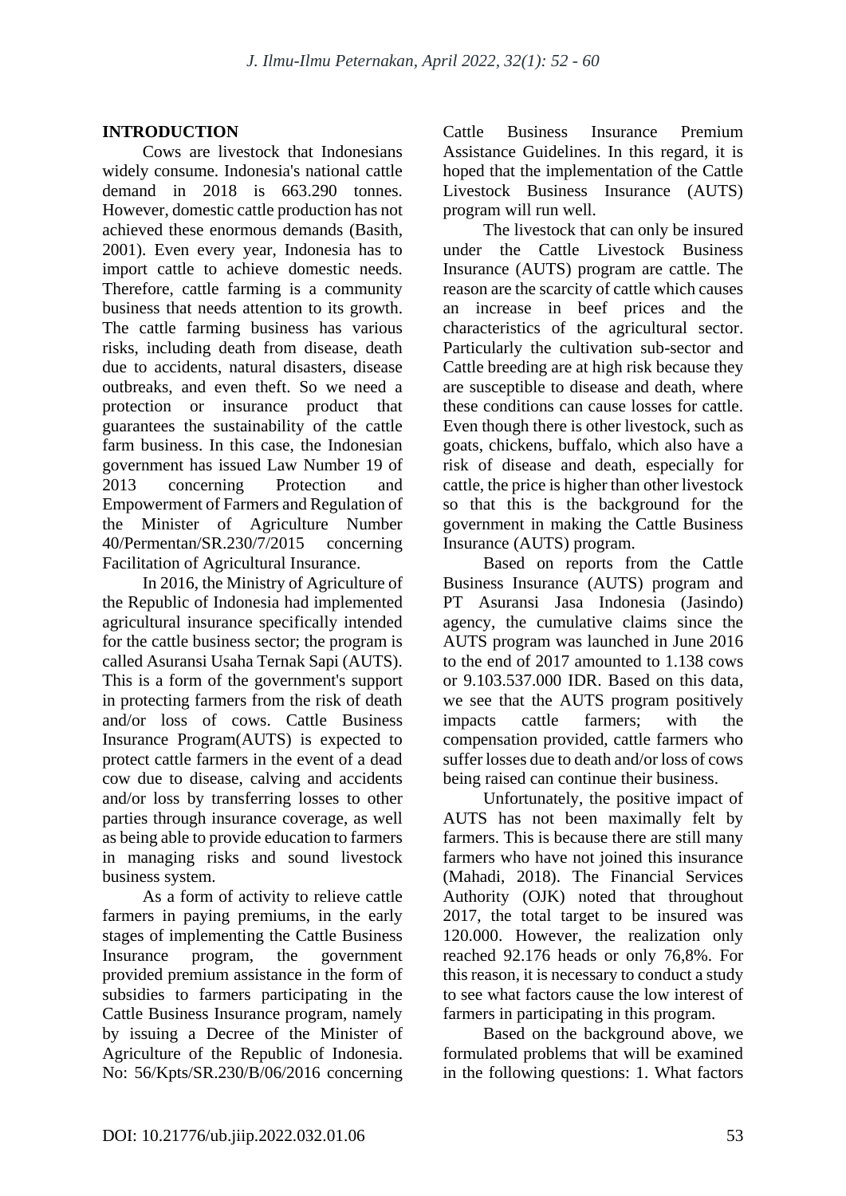## INTRODUCTION

Cows are livestock that Indonesians widely consume. Indonesia's national cattle demand in 2018 is 663.290 tonnes. However, domestic cattle production has not achieved these enormous demands (Basith, 2001). Even every year, Indonesia has to import cattle to achieve domestic needs. Therefore, cattle farming is a community business that needs attention to its growth. The cattle farming business has various risks, including death from disease, death due to accidents, natural disasters, disease outbreaks, and even theft. So we need a protection or insurance product that guarantees the sustainability of the cattle farm business. In this case, the Indonesian government has issued Law Number 19 of 2013 concerning Protection and Empowerment of Farmers and Regulation of the Minister of Agriculture Number 40/Permentan/SR.230/7/2015 concerning Facilitation of Agricultural Insurance.

In 2016, the Ministry of Agriculture of the Republic of Indonesia had implemented agricultural insurance specifically intended for the cattle business sector; the program is called Asuransi Usaha Ternak Sapi (AUTS). This is a form of the government's support in protecting farmers from the risk of death and/or loss of cows. Cattle Business Insurance Program(AUTS) is expected to protect cattle farmers in the event of a dead cow due to disease, calving and accidents and/or loss by transferring losses to other parties through insurance coverage, as well as being able to provide education to farmers in managing risks and sound livestock business system.

As a form of activity to relieve cattle farmers in paying premiums, in the early stages of implementing the Cattle Business Insurance program, the government provided premium assistance in the form of subsidies to farmers participating in the Cattle Business Insurance program, namely by issuing a Decree of the Minister of Agriculture of the Republic of Indonesia. No: 56/Kpts/SR.230/B/06/2016 concerning Cattle Business Insurance Premium Assistance Guidelines. In this regard, it is hoped that the implementation of the Cattle Livestock Business Insurance (AUTS) program will run well.

The livestock that can only be insured under the Cattle Livestock Business Insurance (AUTS) program are cattle. The reason are the scarcity of cattle which causes an increase in beef prices and the characteristics of the agricultural sector. Particularly the cultivation sub-sector and Cattle breeding are at high risk because they are susceptible to disease and death, where these conditions can cause losses for cattle. Even though there is other livestock, such as goats, chickens, buffalo, which also have a risk of disease and death, especially for cattle, the price is higher than other livestock so that this is the background for the government in making the Cattle Business Insurance (AUTS) program.

Based on reports from the Cattle Business Insurance (AUTS) program and PT Asuransi Jasa Indonesia (Jasindo) agency, the cumulative claims since the AUTS program was launched in June 2016 to the end of 2017 amounted to 1.138 cows or 9.103.537.000 IDR. Based on this data, we see that the AUTS program positively impacts cattle farmers; with the compensation provided, cattle farmers who suffer losses due to death and/or loss of cows being raised can continue their business.

Unfortunately, the positive impact of AUTS has not been maximally felt by farmers. This is because there are still many farmers who have not joined this insurance (Mahadi, 2018). The Financial Services Authority (OJK) noted that throughout 2017, the total target to be insured was 120.000. However, the realization only reached 92.176 heads or only 76,8%. For this reason, it is necessary to conduct a study to see what factors cause the low interest of farmers in participating in this program.

Based on the background above, we formulated problems that will be examined in the following questions: 1. What factors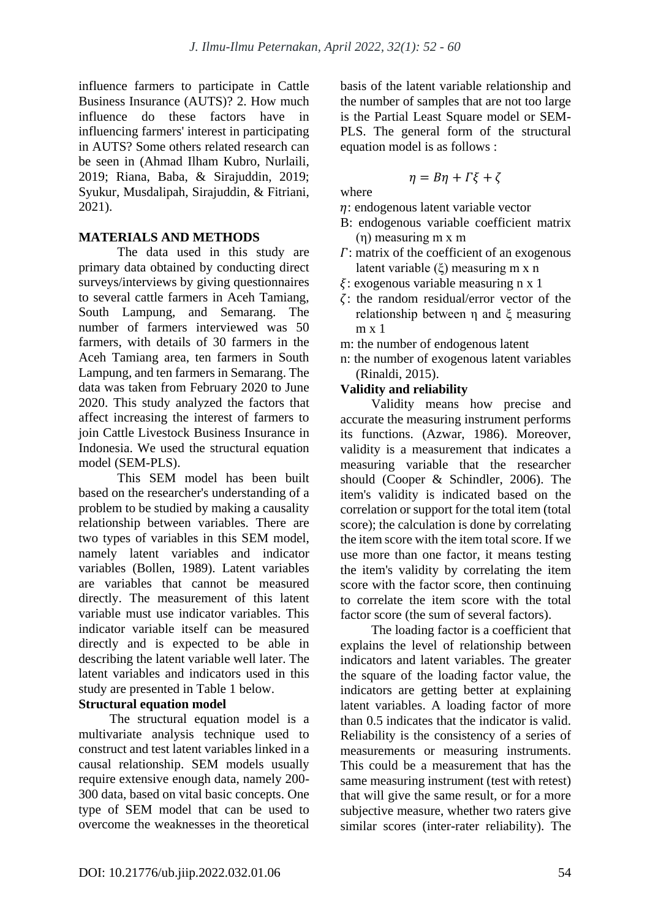influence farmers to participate in Cattle Business Insurance (AUTS)? 2. How much influence do these factors have in influencing farmers' interest in participating in AUTS? Some others related research can be seen in (Ahmad Ilham Kubro, Nurlaili, 2019; Riana, Baba, & Sirajuddin, 2019; Syukur, Musdalipah, Sirajuddin, & Fitriani, 2021).

## MATERIALS AND METHODS

The data used in this study are primary data obtained by conducting direct surveys/interviews by giving questionnaires to several cattle farmers in Aceh Tamiang, South Lampung, and Semarang. The number of farmers interviewed was 50 farmers, with details of 30 farmers in the Aceh Tamiang area, ten farmers in South Lampung, and ten farmers in Semarang. The data was taken from February 2020 to June 2020. This study analyzed the factors that affect increasing the interest of farmers to join Cattle Livestock Business Insurance in Indonesia. We used the structural equation model (SEM-PLS).

This SEM model has been built based on the researcher's understanding of a problem to be studied by making a causality relationship between variables. There are two types of variables in this SEM model, namely latent variables and indicator variables (Bollen, 1989). Latent variables are variables that cannot be measured directly. The measurement of this latent variable must use indicator variables. This indicator variable itself can be measured directly and is expected to be able in describing the latent variable well later. The latent variables and indicators used in this study are presented in Table 1 below.

### Structural equation model

The structural equation model is a multivariate analysis technique used to construct and test latent variables linked in a causal relationship. SEM models usually require extensive enough data, namely 200-300 data, based on vital basic concepts. One type of SEM model that can be used to overcome the weaknesses in the theoretical basis of the latent variable relationship and the number of samples that are not too large is the Partial Least Square model or SEM-PLS. The general form of the structural equation model is as follows :

$$\eta = B\eta + \Gamma\xi + \zeta$$

where

- $\eta$: endogenous latent variable vector
- B: endogenous variable coefficient matrix ($\eta$) measuring m x m
- $\Gamma$: matrix of the coefficient of an exogenous latent variable ($\xi$) measuring m x n
- $\xi$: exogenous variable measuring n x 1
- $\zeta$: the random residual/error vector of the relationship between $\eta$ and $\xi$ measuring m x 1
- m: the number of endogenous latent
- n: the number of exogenous latent variables (Rinaldi, 2015).

### Validity and reliability

Validity means how precise and accurate the measuring instrument performs its functions. (Azwar, 1986). Moreover, validity is a measurement that indicates a measuring variable that the researcher should (Cooper & Schindler, 2006). The item's validity is indicated based on the correlation or support for the total item (total score); the calculation is done by correlating the item score with the item total score. If we use more than one factor, it means testing the item's validity by correlating the item score with the factor score, then continuing to correlate the item score with the total factor score (the sum of several factors).

The loading factor is a coefficient that explains the level of relationship between indicators and latent variables. The greater the square of the loading factor value, the indicators are getting better at explaining latent variables. A loading factor of more than 0.5 indicates that the indicator is valid. Reliability is the consistency of a series of measurements or measuring instruments. This could be a measurement that has the same measuring instrument (test with retest) that will give the same result, or for a more subjective measure, whether two raters give similar scores (inter-rater reliability). The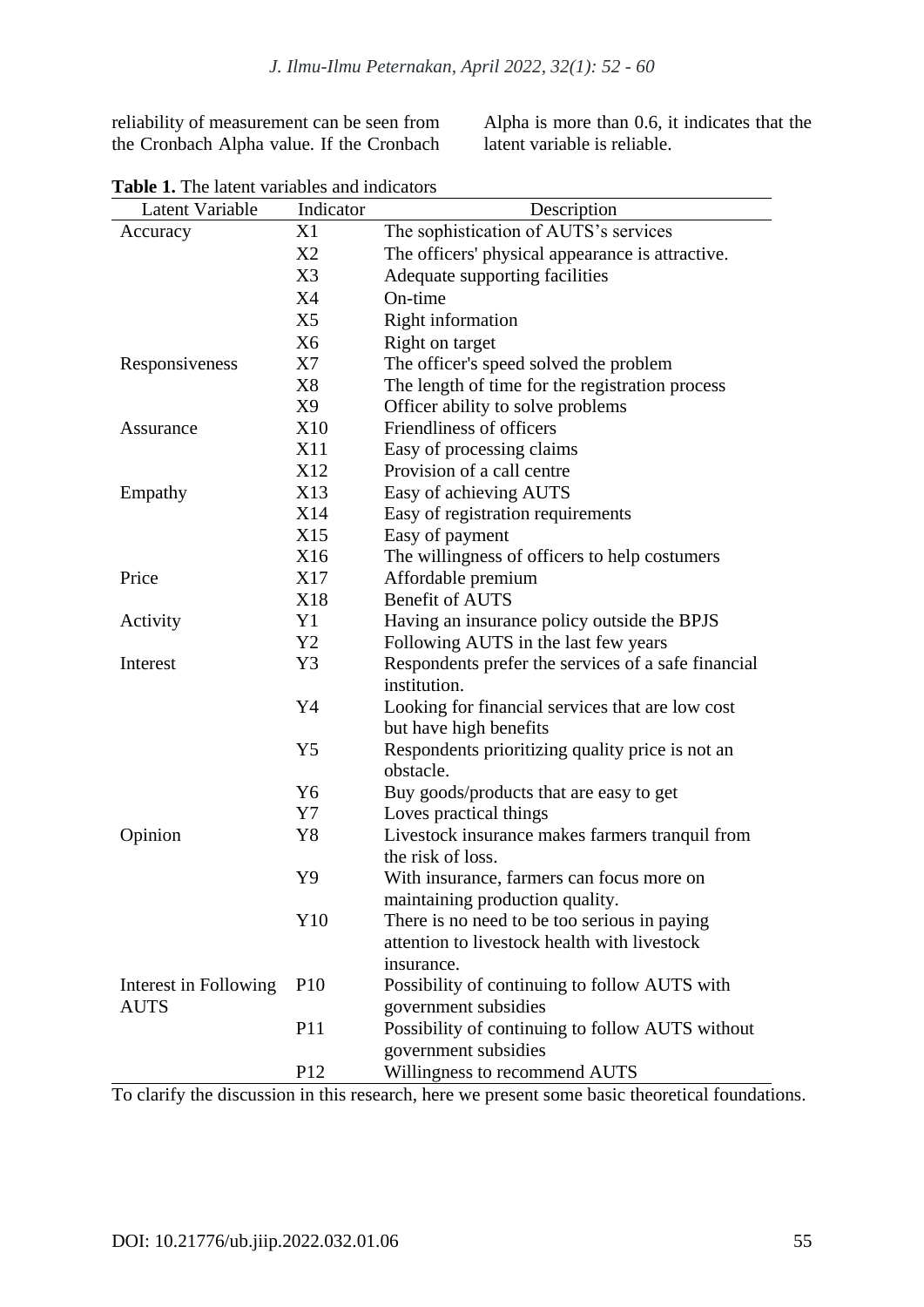reliability of measurement can be seen from the Cronbach Alpha value. If the Cronbach Alpha is more than 0.6, it indicates that the latent variable is reliable.

**Table 1.** The latent variables and indicators

| Latent Variable | Indicator | Description |
|---|---|---|
| Accuracy | X1 | The sophistication of AUTS's services |
| | X2 | The officers' physical appearance is attractive. |
| | X3 | Adequate supporting facilities |
| | X4 | On-time |
| | X5 | Right information |
| | X6 | Right on target |
| Responsiveness | X7 | The officer's speed solved the problem |
| | X8 | The length of time for the registration process |
| | X9 | Officer ability to solve problems |
| Assurance | X10 | Friendliness of officers |
| | X11 | Easy of processing claims |
| | X12 | Provision of a call centre |
| Empathy | X13 | Easy of achieving AUTS |
| | X14 | Easy of registration requirements |
| | X15 | Easy of payment |
| | X16 | The willingness of officers to help costumers |
| Price | X17 | Affordable premium |
| | X18 | Benefit of AUTS |
| Activity | Y1 | Having an insurance policy outside the BPJS |
| | Y2 | Following AUTS in the last few years |
| Interest | Y3 | Respondents prefer the services of a safe financial institution. |
| | Y4 | Looking for financial services that are low cost but have high benefits |
| | Y5 | Respondents prioritizing quality price is not an obstacle. |
| | Y6 | Buy goods/products that are easy to get |
| | Y7 | Loves practical things |
| Opinion | Y8 | Livestock insurance makes farmers tranquil from the risk of loss. |
| | Y9 | With insurance, farmers can focus more on maintaining production quality. |
| | Y10 | There is no need to be too serious in paying attention to livestock health with livestock insurance. |
| Interest in Following AUTS | P10 | Possibility of continuing to follow AUTS with government subsidies |
| | P11 | Possibility of continuing to follow AUTS without government subsidies |
| | P12 | Willingness to recommend AUTS |

To clarify the discussion in this research, here we present some basic theoretical foundations.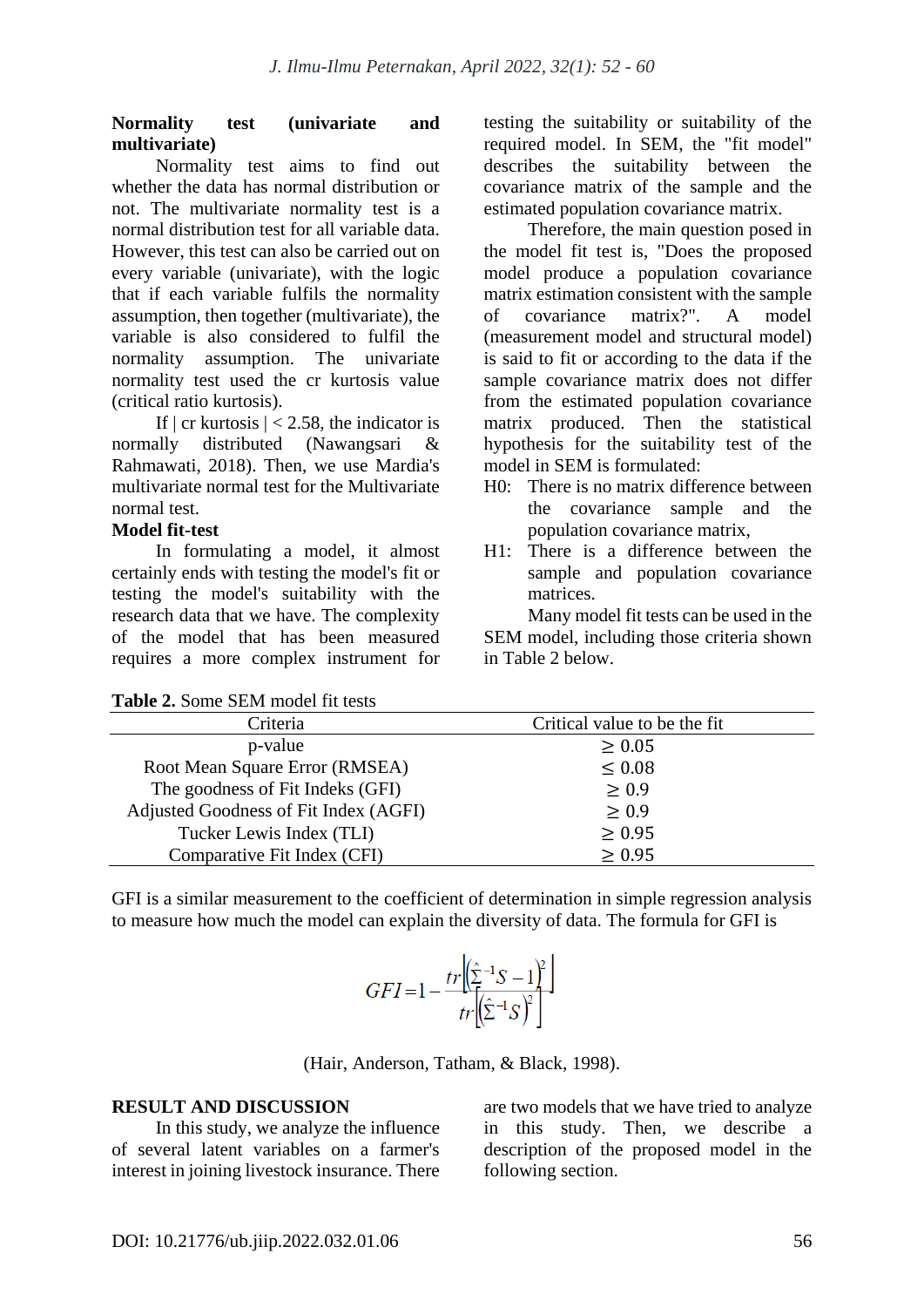**Normality test (univariate and multivariate)**

Normality test aims to find out whether the data has normal distribution or not. The multivariate normality test is a normal distribution test for all variable data. However, this test can also be carried out on every variable (univariate), with the logic that if each variable fulfils the normality assumption, then together (multivariate), the variable is also considered to fulfil the normality assumption. The univariate normality test used the cr kurtosis value (critical ratio kurtosis).

If | cr kurtosis | < 2.58, the indicator is normally distributed (Nawangsari & Rahmawati, 2018). Then, we use Mardia's multivariate normal test for the Multivariate normal test.

**Model fit-test**

In formulating a model, it almost certainly ends with testing the model's fit or testing the model's suitability with the research data that we have. The complexity of the model that has been measured requires a more complex instrument for testing the suitability or suitability of the required model. In SEM, the "fit model" describes the suitability between the covariance matrix of the sample and the estimated population covariance matrix.

Therefore, the main question posed in the model fit test is, "Does the proposed model produce a population covariance matrix estimation consistent with the sample of covariance matrix?". A model (measurement model and structural model) is said to fit or according to the data if the sample covariance matrix does not differ from the estimated population covariance matrix produced. Then the statistical hypothesis for the suitability test of the model in SEM is formulated:

H0: There is no matrix difference between the covariance sample and the population covariance matrix,

H1: There is a difference between the sample and population covariance matrices.

Many model fit tests can be used in the SEM model, including those criteria shown in Table 2 below.

**Table 2.** Some SEM model fit tests

| Criteria | Critical value to be the fit |
|---|---|
| p-value | ≥ 0.05 |
| Root Mean Square Error (RMSEA) | ≤ 0.08 |
| The goodness of Fit Indeks (GFI) | ≥ 0.9 |
| Adjusted Goodness of Fit Index (AGFI) | ≥ 0.9 |
| Tucker Lewis Index (TLI) | ≥ 0.95 |
| Comparative Fit Index (CFI) | ≥ 0.95 |

GFI is a similar measurement to the coefficient of determination in simple regression analysis to measure how much the model can explain the diversity of data. The formula for GFI is

$$GFI = 1 - \frac{tr\left[\left(\hat{\Sigma}^{-1}S - 1\right)^2\right]}{tr\left[\left(\hat{\Sigma}^{-1}S\right)^2\right]}$$

(Hair, Anderson, Tatham, & Black, 1998).

**RESULT AND DISCUSSION**

In this study, we analyze the influence of several latent variables on a farmer's interest in joining livestock insurance. There are two models that we have tried to analyze in this study. Then, we describe a description of the proposed model in the following section.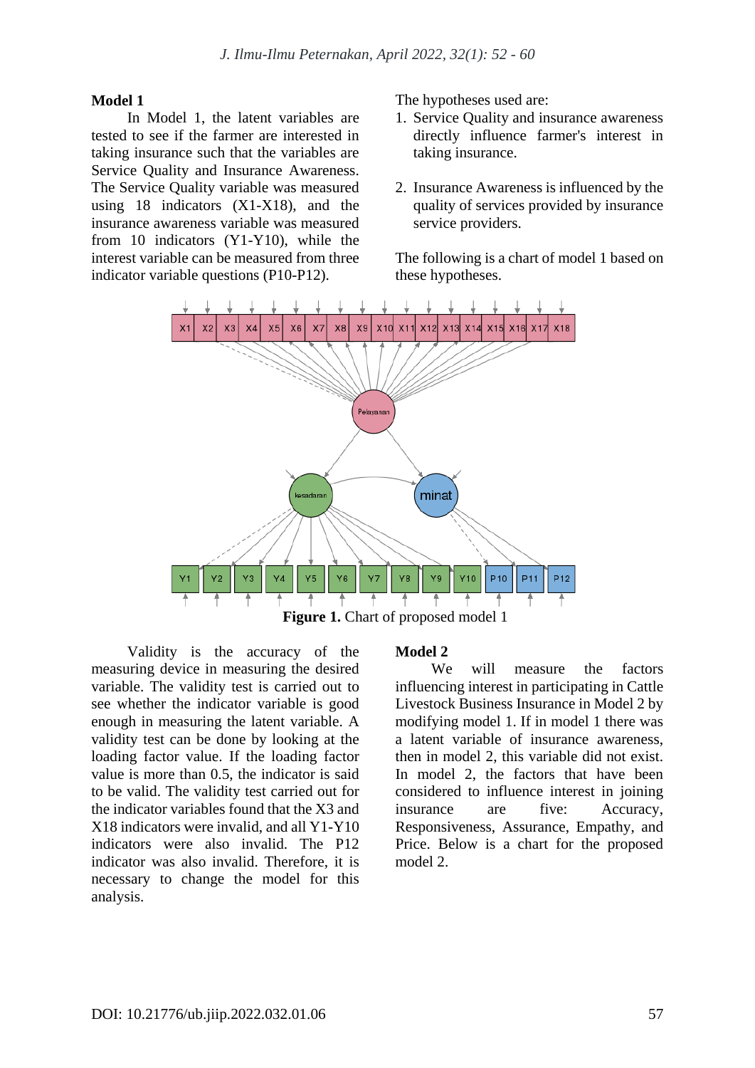**Model 1**

In Model 1, the latent variables are tested to see if the farmer are interested in taking insurance such that the variables are Service Quality and Insurance Awareness. The Service Quality variable was measured using 18 indicators (X1-X18), and the insurance awareness variable was measured from 10 indicators (Y1-Y10), while the interest variable can be measured from three indicator variable questions (P10-P12).

The hypotheses used are:

1. Service Quality and insurance awareness directly influence farmer's interest in taking insurance.
2. Insurance Awareness is influenced by the quality of services provided by insurance service providers.

The following is a chart of model 1 based on these hypotheses.

**Figure 1.** Chart of proposed model 1

Validity is the accuracy of the measuring device in measuring the desired variable. The validity test is carried out to see whether the indicator variable is good enough in measuring the latent variable. A validity test can be done by looking at the loading factor value. If the loading factor value is more than 0.5, the indicator is said to be valid. The validity test carried out for the indicator variables found that the X3 and X18 indicators were invalid, and all Y1-Y10 indicators were also invalid. The P12 indicator was also invalid. Therefore, it is necessary to change the model for this analysis.

**Model 2**

We will measure the factors influencing interest in participating in Cattle Livestock Business Insurance in Model 2 by modifying model 1. If in model 1 there was a latent variable of insurance awareness, then in model 2, this variable did not exist. In model 2, the factors that have been considered to influence interest in joining insurance are five: Accuracy, Responsiveness, Assurance, Empathy, and Price. Below is a chart for the proposed model 2.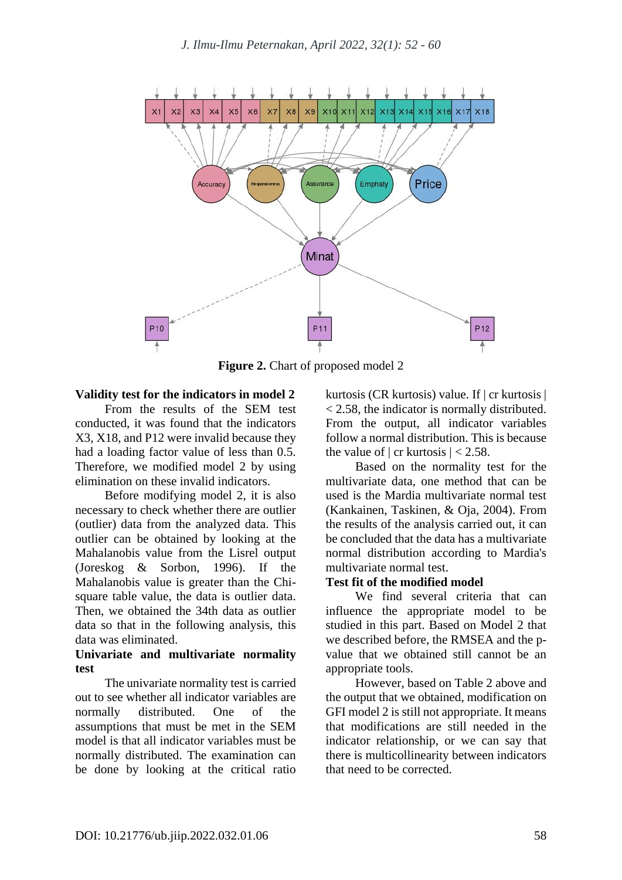**Figure 2.** Chart of proposed model 2

**Validity test for the indicators in model 2**

From the results of the SEM test conducted, it was found that the indicators X3, X18, and P12 were invalid because they had a loading factor value of less than 0.5. Therefore, we modified model 2 by using elimination on these invalid indicators.

Before modifying model 2, it is also necessary to check whether there are outlier (outlier) data from the analyzed data. This outlier can be obtained by looking at the Mahalanobis value from the Lisrel output (Joreskog & Sorbon, 1996). If the Mahalanobis value is greater than the Chi-square table value, the data is outlier data. Then, we obtained the 34th data as outlier data so that in the following analysis, this data was eliminated.

**Univariate and multivariate normality test**

The univariate normality test is carried out to see whether all indicator variables are normally distributed. One of the assumptions that must be met in the SEM model is that all indicator variables must be normally distributed. The examination can be done by looking at the critical ratio kurtosis (CR kurtosis) value. If | cr kurtosis | < 2.58, the indicator is normally distributed. From the output, all indicator variables follow a normal distribution. This is because the value of | cr kurtosis | < 2.58.

Based on the normality test for the multivariate data, one method that can be used is the Mardia multivariate normal test (Kankainen, Taskinen, & Oja, 2004). From the results of the analysis carried out, it can be concluded that the data has a multivariate normal distribution according to Mardia's multivariate normal test.

**Test fit of the modified model**

We find several criteria that can influence the appropriate model to be studied in this part. Based on Model 2 that we described before, the RMSEA and the p-value that we obtained still cannot be an appropriate tools.

However, based on Table 2 above and the output that we obtained, modification on GFI model 2 is still not appropriate. It means that modifications are still needed in the indicator relationship, or we can say that there is multicollinearity between indicators that need to be corrected.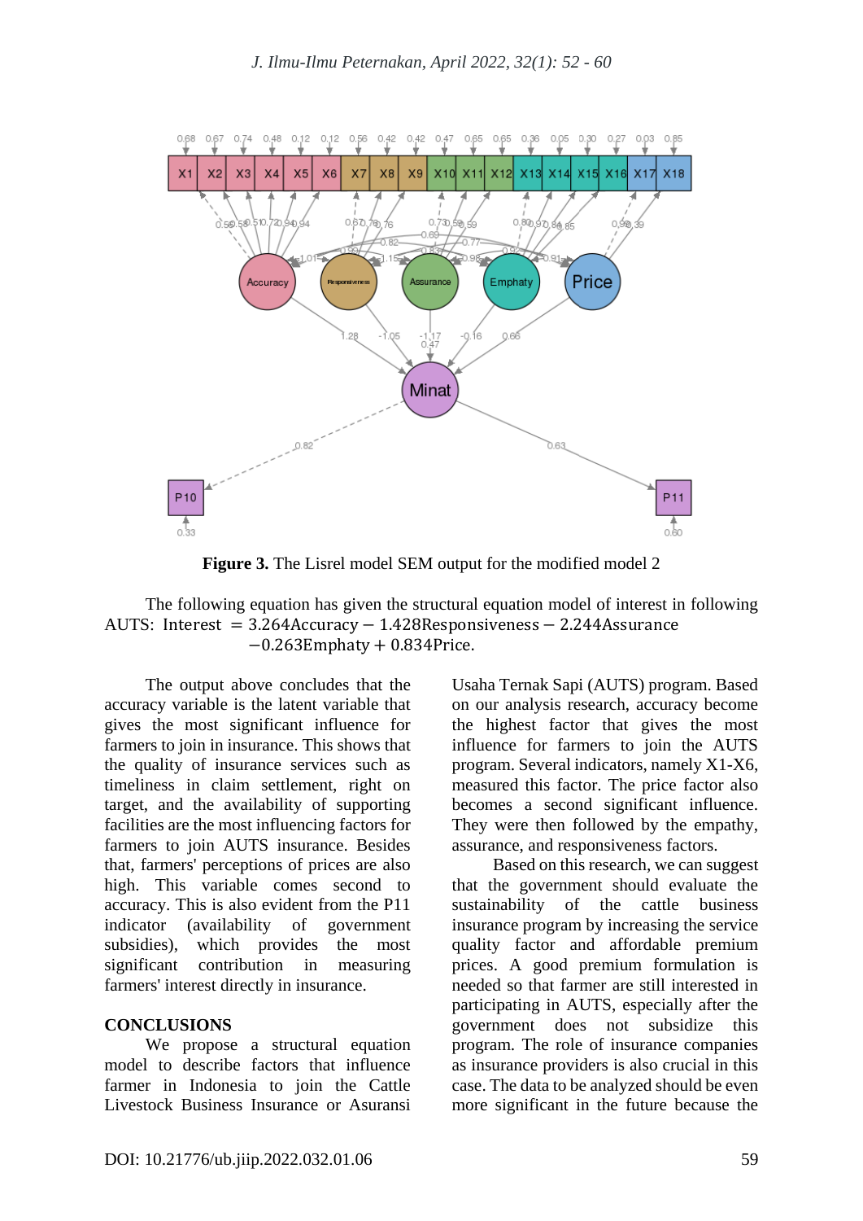**Figure 3.** The Lisrel model SEM output for the modified model 2

The following equation has given the structural equation model of interest in following AUTS:

$$\text{Interest} = 3.264\text{Accuracy} - 1.428\text{Responsiveness} - 2.244\text{Assurance} - 0.263\text{Emphaty} + 0.834\text{Price}.$$

The output above concludes that the accuracy variable is the latent variable that gives the most significant influence for farmers to join in insurance. This shows that the quality of insurance services such as timeliness in claim settlement, right on target, and the availability of supporting facilities are the most influencing factors for farmers to join AUTS insurance. Besides that, farmers' perceptions of prices are also high. This variable comes second to accuracy. This is also evident from the P11 indicator (availability of government subsidies), which provides the most significant contribution in measuring farmers' interest directly in insurance.

## CONCLUSIONS

We propose a structural equation model to describe factors that influence farmer in Indonesia to join the Cattle Livestock Business Insurance or Asuransi Usaha Ternak Sapi (AUTS) program. Based on our analysis research, accuracy become the highest factor that gives the most influence for farmers to join the AUTS program. Several indicators, namely X1-X6, measured this factor. The price factor also becomes a second significant influence. They were then followed by the empathy, assurance, and responsiveness factors.

Based on this research, we can suggest that the government should evaluate the sustainability of the cattle business insurance program by increasing the service quality factor and affordable premium prices. A good premium formulation is needed so that farmer are still interested in participating in AUTS, especially after the government does not subsidize this program. The role of insurance companies as insurance providers is also crucial in this case. The data to be analyzed should be even more significant in the future because the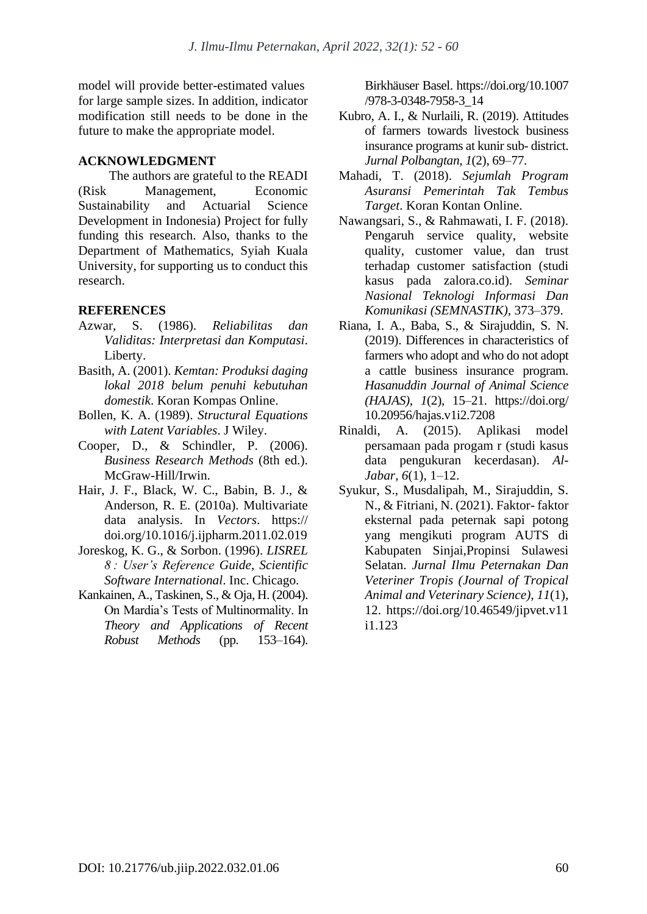model will provide better-estimated values for large sample sizes. In addition, indicator modification still needs to be done in the future to make the appropriate model.

## ACKNOWLEDGMENT

The authors are grateful to the READI (Risk Management, Economic Sustainability and Actuarial Science Development in Indonesia) Project for fully funding this research. Also, thanks to the Department of Mathematics, Syiah Kuala University, for supporting us to conduct this research.

## REFERENCES

Azwar, S. (1986). *Reliabilitas dan Validitas: Interpretasi dan Komputasi*. Liberty.

Basith, A. (2001). *Kemtan: Produksi daging lokal 2018 belum penuhi kebutuhan domestik*. Koran Kompas Online.

Bollen, K. A. (1989). *Structural Equations with Latent Variables*. J Wiley.

Cooper, D., & Schindler, P. (2006). *Business Research Methods* (8th ed.). McGraw-Hill/Irwin.

Hair, J. F., Black, W. C., Babin, B. J., & Anderson, R. E. (2010a). Multivariate data analysis. In *Vectors*. https://doi.org/10.1016/j.ijpharm.2011.02.019

Joreskog, K. G., & Sorbon. (1996). *LISREL 8 : User's Reference Guide, Scientific Software International*. Inc. Chicago.

Kankainen, A., Taskinen, S., & Oja, H. (2004). On Mardia's Tests of Multinormality. In *Theory and Applications of Recent Robust Methods* (pp. 153–164). Birkhäuser Basel. https://doi.org/10.1007/978-3-0348-7958-3_14

Kubro, A. I., & Nurlaili, R. (2019). Attitudes of farmers towards livestock business insurance programs at kunir sub- district. *Jurnal Polbangtan*, *1*(2), 69–77.

Mahadi, T. (2018). *Sejumlah Program Asuransi Pemerintah Tak Tembus Target*. Koran Kontan Online.

Nawangsari, S., & Rahmawati, I. F. (2018). Pengaruh service quality, website quality, customer value, dan trust terhadap customer satisfaction (studi kasus pada zalora.co.id). *Seminar Nasional Teknologi Informasi Dan Komunikasi (SEMNASTIK)*, 373–379.

Riana, I. A., Baba, S., & Sirajuddin, S. N. (2019). Differences in characteristics of farmers who adopt and who do not adopt a cattle business insurance program. *Hasanuddin Journal of Animal Science (HAJAS)*, *1*(2), 15–21. https://doi.org/10.20956/hajas.v1i2.7208

Rinaldi, A. (2015). Aplikasi model persamaan pada progam r (studi kasus data pengukuran kecerdasan). *Al-Jabar*, *6*(1), 1–12.

Syukur, S., Musdalipah, M., Sirajuddin, S. N., & Fitriani, N. (2021). Faktor- faktor eksternal pada peternak sapi potong yang mengikuti program AUTS di Kabupaten Sinjai,Propinsi Sulawesi Selatan. *Jurnal Ilmu Peternakan Dan Veteriner Tropis (Journal of Tropical Animal and Veterinary Science)*, *11*(1), 12. https://doi.org/10.46549/jipvet.v11i1.123